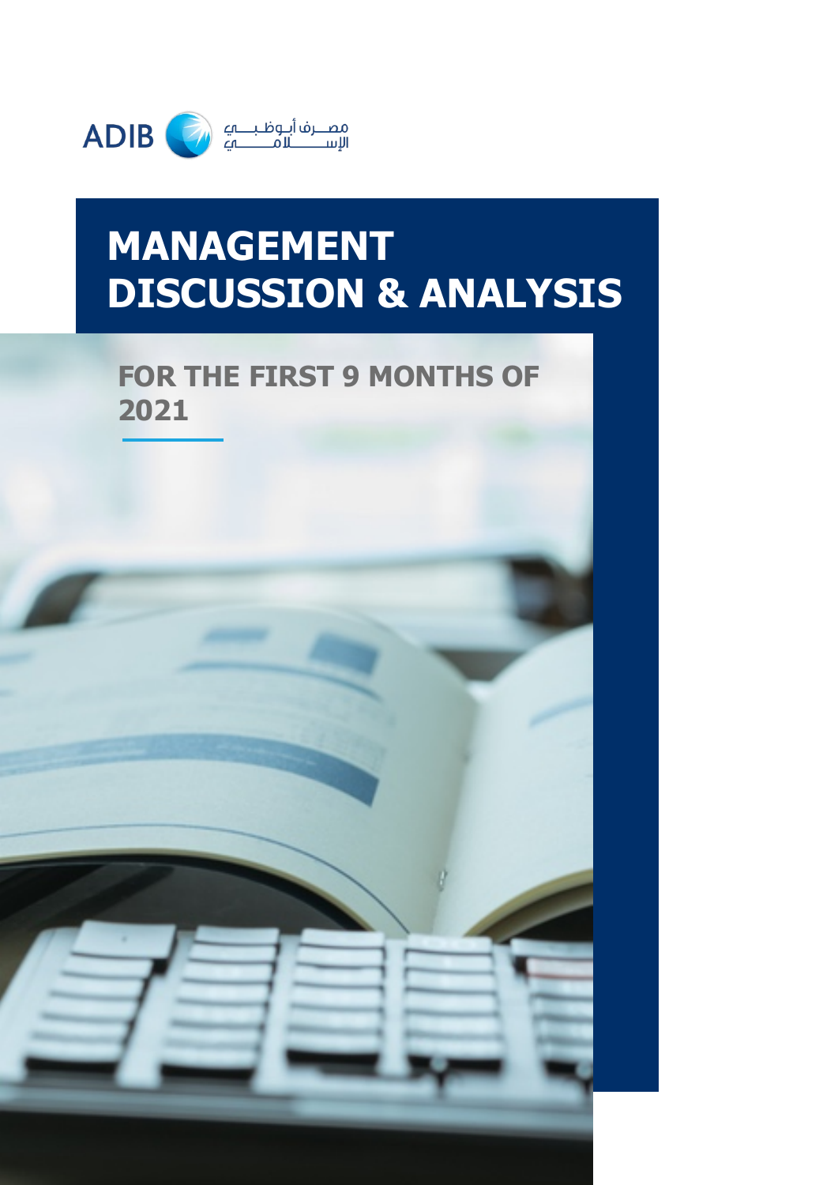ADIB مصرف أبوظبي الإسلامي

# MANAGEMENT DISCUSSION & ANALYSIS

## FOR THE FIRST 9 MONTHS OF 2021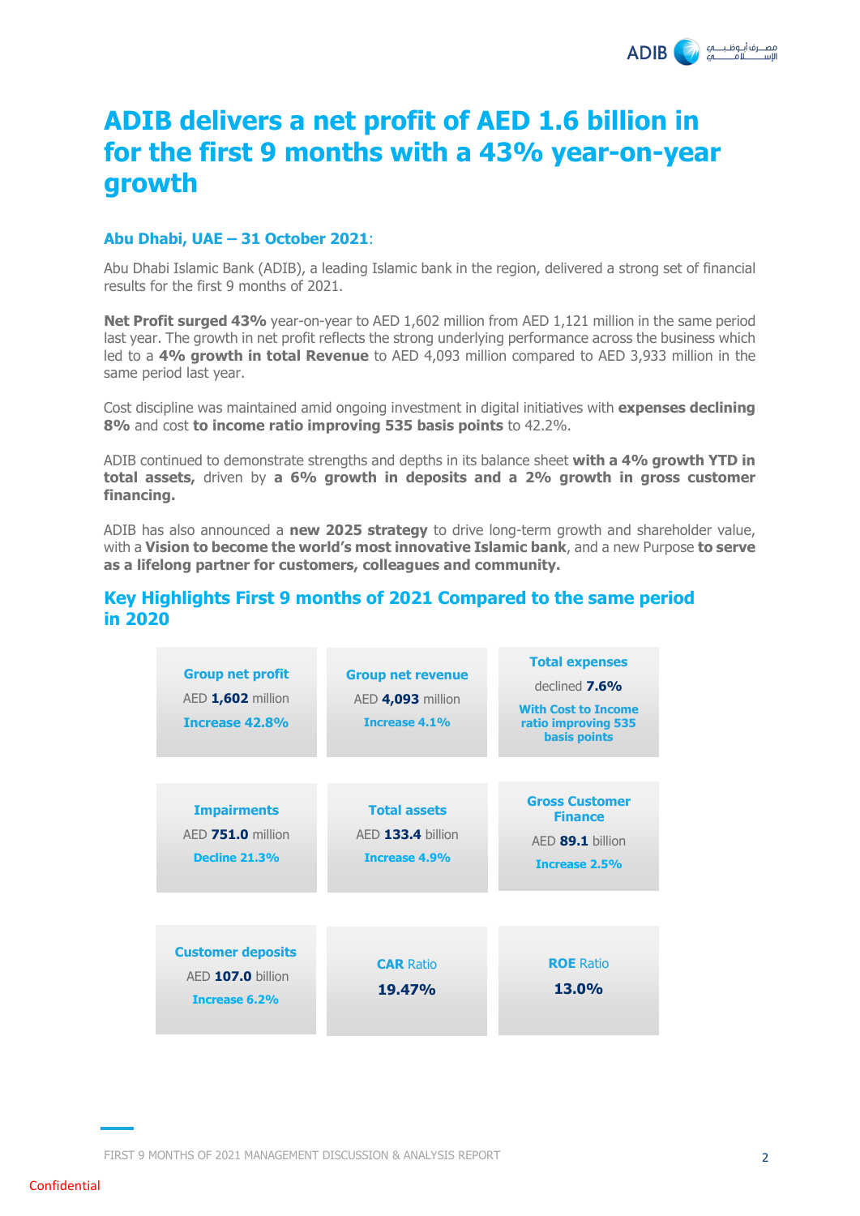# ADIB delivers a net profit of AED 1.6 billion in for the first 9 months with a 43% year-on-year growth

**Abu Dhabi, UAE – 31 October 2021**:

Abu Dhabi Islamic Bank (ADIB), a leading Islamic bank in the region, delivered a strong set of financial results for the first 9 months of 2021.

**Net Profit surged 43%** year-on-year to AED 1,602 million from AED 1,121 million in the same period last year. The growth in net profit reflects the strong underlying performance across the business which led to a **4% growth in total Revenue** to AED 4,093 million compared to AED 3,933 million in the same period last year.

Cost discipline was maintained amid ongoing investment in digital initiatives with **expenses declining 8%** and cost **to income ratio improving 535 basis points** to 42.2%.

ADIB continued to demonstrate strengths and depths in its balance sheet **with a 4% growth YTD in total assets,** driven by **a 6% growth in deposits and a 2% growth in gross customer financing.**

ADIB has also announced a **new 2025 strategy** to drive long-term growth and shareholder value, with a **Vision to become the world's most innovative Islamic bank**, and a new Purpose **to serve as a lifelong partner for customers, colleagues and community.**

## Key Highlights First 9 months of 2021 Compared to the same period in 2020

| | | |
|---|---|---|
| **Group net profit**<br>AED **1,602** million<br>**Increase 42.8%** | **Group net revenue**<br>AED **4,093** million<br>**Increase 4.1%** | **Total expenses**<br>declined **7.6%**<br>**With Cost to Income ratio improving 535 basis points** |
| **Impairments**<br>AED **751.0** million<br>**Decline 21.3%** | **Total assets**<br>AED **133.4** billion<br>**Increase 4.9%** | **Gross Customer Finance**<br>AED **89.1** billion<br>**Increase 2.5%** |
| **Customer deposits**<br>AED **107.0** billion<br>**Increase 6.2%** | **CAR** Ratio<br>**19.47%** | **ROE** Ratio<br>**13.0%** |

FIRST 9 MONTHS OF 2021 MANAGEMENT DISCUSSION & ANALYSIS REPORT

Confidential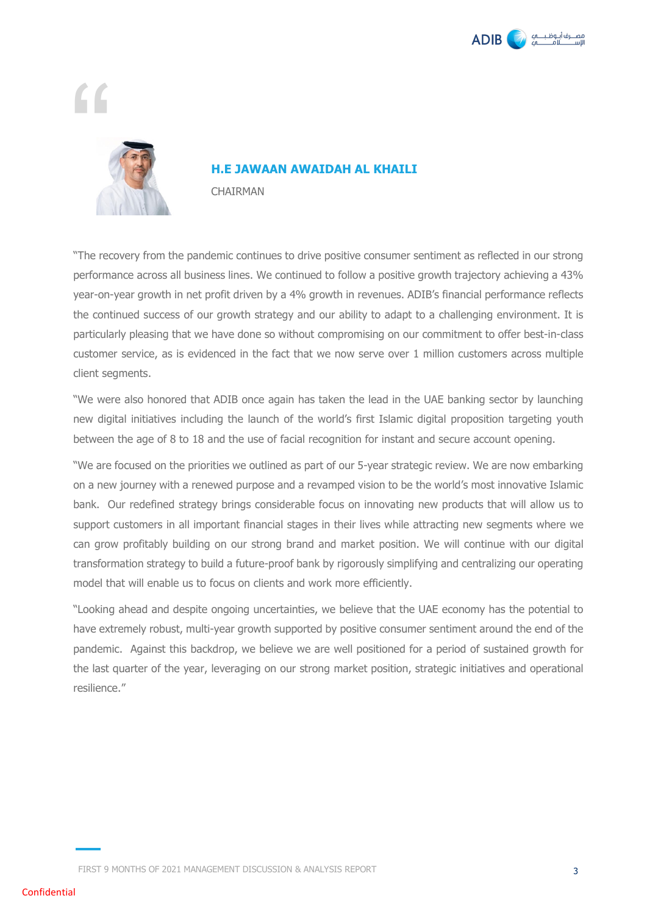**H.E JAWAAN AWAIDAH AL KHAILI**

CHAIRMAN

"The recovery from the pandemic continues to drive positive consumer sentiment as reflected in our strong performance across all business lines. We continued to follow a positive growth trajectory achieving a 43% year-on-year growth in net profit driven by a 4% growth in revenues. ADIB's financial performance reflects the continued success of our growth strategy and our ability to adapt to a challenging environment. It is particularly pleasing that we have done so without compromising on our commitment to offer best-in-class customer service, as is evidenced in the fact that we now serve over 1 million customers across multiple client segments.

"We were also honored that ADIB once again has taken the lead in the UAE banking sector by launching new digital initiatives including the launch of the world's first Islamic digital proposition targeting youth between the age of 8 to 18 and the use of facial recognition for instant and secure account opening.

"We are focused on the priorities we outlined as part of our 5-year strategic review. We are now embarking on a new journey with a renewed purpose and a revamped vision to be the world's most innovative Islamic bank. Our redefined strategy brings considerable focus on innovating new products that will allow us to support customers in all important financial stages in their lives while attracting new segments where we can grow profitably building on our strong brand and market position. We will continue with our digital transformation strategy to build a future-proof bank by rigorously simplifying and centralizing our operating model that will enable us to focus on clients and work more efficiently.

"Looking ahead and despite ongoing uncertainties, we believe that the UAE economy has the potential to have extremely robust, multi-year growth supported by positive consumer sentiment around the end of the pandemic. Against this backdrop, we believe we are well positioned for a period of sustained growth for the last quarter of the year, leveraging on our strong market position, strategic initiatives and operational resilience."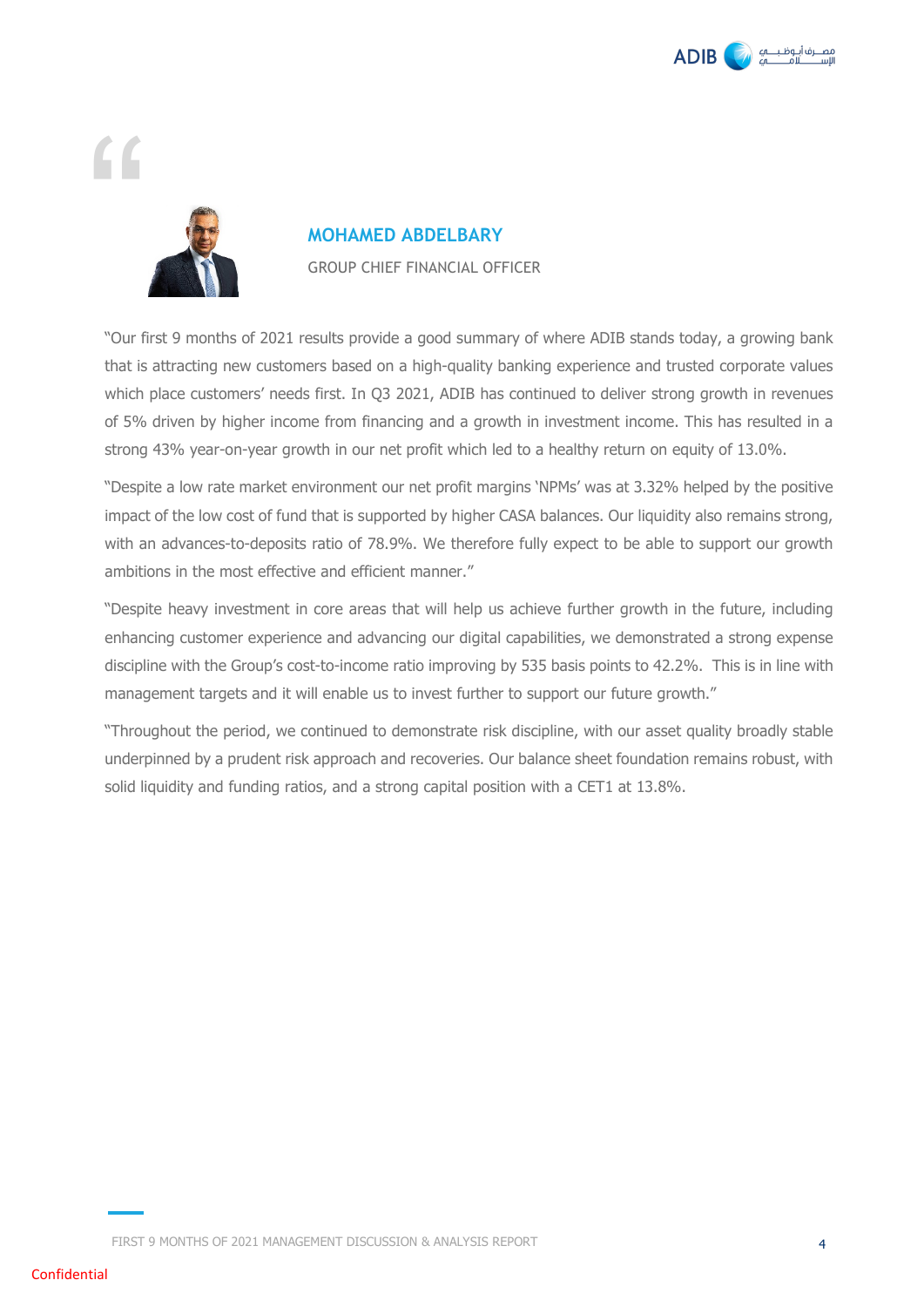## MOHAMED ABDELBARY

GROUP CHIEF FINANCIAL OFFICER

"Our first 9 months of 2021 results provide a good summary of where ADIB stands today, a growing bank that is attracting new customers based on a high-quality banking experience and trusted corporate values which place customers' needs first. In Q3 2021, ADIB has continued to deliver strong growth in revenues of 5% driven by higher income from financing and a growth in investment income. This has resulted in a strong 43% year-on-year growth in our net profit which led to a healthy return on equity of 13.0%.

"Despite a low rate market environment our net profit margins 'NPMs' was at 3.32% helped by the positive impact of the low cost of fund that is supported by higher CASA balances. Our liquidity also remains strong, with an advances-to-deposits ratio of 78.9%. We therefore fully expect to be able to support our growth ambitions in the most effective and efficient manner."

"Despite heavy investment in core areas that will help us achieve further growth in the future, including enhancing customer experience and advancing our digital capabilities, we demonstrated a strong expense discipline with the Group's cost-to-income ratio improving by 535 basis points to 42.2%. This is in line with management targets and it will enable us to invest further to support our future growth."

"Throughout the period, we continued to demonstrate risk discipline, with our asset quality broadly stable underpinned by a prudent risk approach and recoveries. Our balance sheet foundation remains robust, with solid liquidity and funding ratios, and a strong capital position with a CET1 at 13.8%.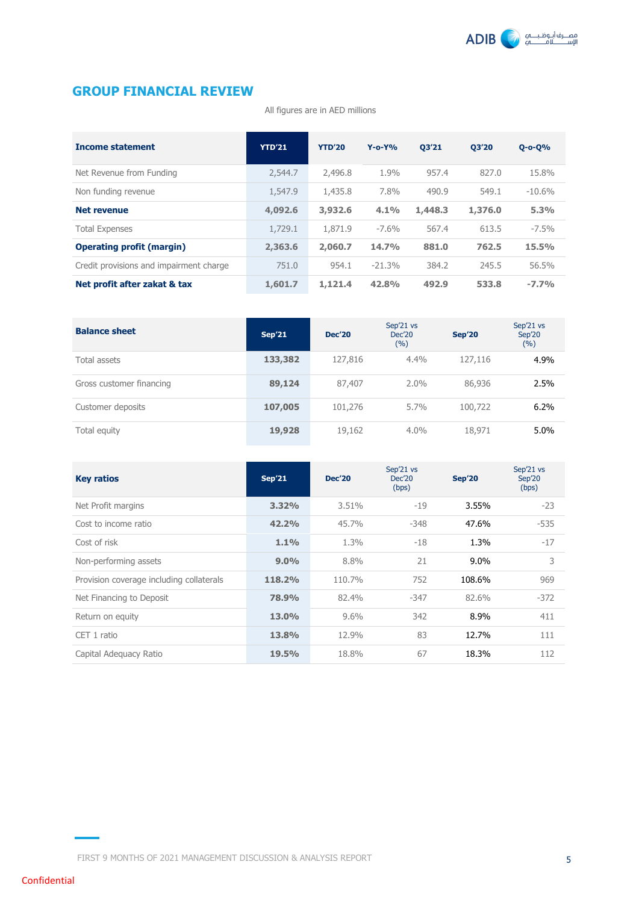## GROUP FINANCIAL REVIEW

All figures are in AED millions

| Income statement | YTD'21 | YTD'20 | Y-o-Y% | Q3'21 | Q3'20 | Q-o-Q% |
|---|---|---|---|---|---|---|
| Net Revenue from Funding | 2,544.7 | 2,496.8 | 1.9% | 957.4 | 827.0 | 15.8% |
| Non funding revenue | 1,547.9 | 1,435.8 | 7.8% | 490.9 | 549.1 | -10.6% |
| **Net revenue** | **4,092.6** | **3,932.6** | **4.1%** | **1,448.3** | **1,376.0** | **5.3%** |
| Total Expenses | 1,729.1 | 1,871.9 | -7.6% | 567.4 | 613.5 | -7.5% |
| **Operating profit (margin)** | **2,363.6** | **2,060.7** | **14.7%** | **881.0** | **762.5** | **15.5%** |
| Credit provisions and impairment charge | 751.0 | 954.1 | -21.3% | 384.2 | 245.5 | 56.5% |
| **Net profit after zakat & tax** | **1,601.7** | **1,121.4** | **42.8%** | **492.9** | **533.8** | **-7.7%** |

| Balance sheet | Sep'21 | Dec'20 | Sep'21 vs Dec'20 (%) | Sep'20 | Sep'21 vs Sep'20 (%) |
|---|---|---|---|---|---|
| Total assets | **133,382** | 127,816 | 4.4% | 127,116 | 4.9% |
| Gross customer financing | **89,124** | 87,407 | 2.0% | 86,936 | 2.5% |
| Customer deposits | **107,005** | 101,276 | 5.7% | 100,722 | 6.2% |
| Total equity | **19,928** | 19,162 | 4.0% | 18,971 | 5.0% |

| Key ratios | Sep'21 | Dec'20 | Sep'21 vs Dec'20 (bps) | Sep'20 | Sep'21 vs Sep'20 (bps) |
|---|---|---|---|---|---|
| Net Profit margins | **3.32%** | 3.51% | -19 | 3.55% | -23 |
| Cost to income ratio | **42.2%** | 45.7% | -348 | 47.6% | -535 |
| Cost of risk | **1.1%** | 1.3% | -18 | 1.3% | -17 |
| Non-performing assets | **9.0%** | 8.8% | 21 | 9.0% | 3 |
| Provision coverage including collaterals | **118.2%** | 110.7% | 752 | 108.6% | 969 |
| Net Financing to Deposit | **78.9%** | 82.4% | -347 | 82.6% | -372 |
| Return on equity | **13.0%** | 9.6% | 342 | 8.9% | 411 |
| CET 1 ratio | **13.8%** | 12.9% | 83 | 12.7% | 111 |
| Capital Adequacy Ratio | **19.5%** | 18.8% | 67 | 18.3% | 112 |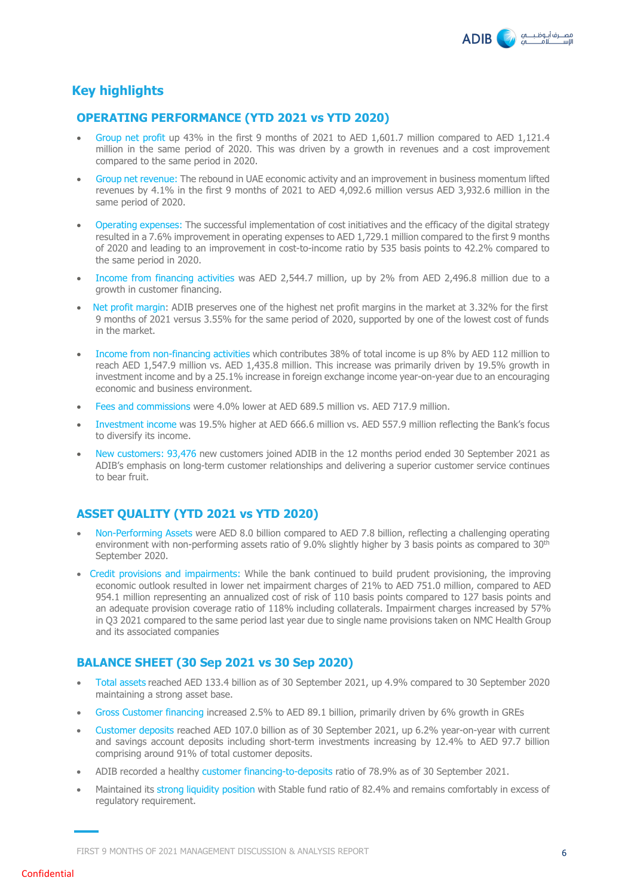## Key highlights

### OPERATING PERFORMANCE (YTD 2021 vs YTD 2020)

- Group net profit up 43% in the first 9 months of 2021 to AED 1,601.7 million compared to AED 1,121.4 million in the same period of 2020. This was driven by a growth in revenues and a cost improvement compared to the same period in 2020.
- Group net revenue: The rebound in UAE economic activity and an improvement in business momentum lifted revenues by 4.1% in the first 9 months of 2021 to AED 4,092.6 million versus AED 3,932.6 million in the same period of 2020.
- Operating expenses: The successful implementation of cost initiatives and the efficacy of the digital strategy resulted in a 7.6% improvement in operating expenses to AED 1,729.1 million compared to the first 9 months of 2020 and leading to an improvement in cost-to-income ratio by 535 basis points to 42.2% compared to the same period in 2020.
- Income from financing activities was AED 2,544.7 million, up by 2% from AED 2,496.8 million due to a growth in customer financing.
- Net profit margin: ADIB preserves one of the highest net profit margins in the market at 3.32% for the first 9 months of 2021 versus 3.55% for the same period of 2020, supported by one of the lowest cost of funds in the market.
- Income from non-financing activities which contributes 38% of total income is up 8% by AED 112 million to reach AED 1,547.9 million vs. AED 1,435.8 million. This increase was primarily driven by 19.5% growth in investment income and by a 25.1% increase in foreign exchange income year-on-year due to an encouraging economic and business environment.
- Fees and commissions were 4.0% lower at AED 689.5 million vs. AED 717.9 million.
- Investment income was 19.5% higher at AED 666.6 million vs. AED 557.9 million reflecting the Bank's focus to diversify its income.
- New customers: 93,476 new customers joined ADIB in the 12 months period ended 30 September 2021 as ADIB's emphasis on long-term customer relationships and delivering a superior customer service continues to bear fruit.

### ASSET QUALITY (YTD 2021 vs YTD 2020)

- Non-Performing Assets were AED 8.0 billion compared to AED 7.8 billion, reflecting a challenging operating environment with non-performing assets ratio of 9.0% slightly higher by 3 basis points as compared to 30th September 2020.
- Credit provisions and impairments: While the bank continued to build prudent provisioning, the improving economic outlook resulted in lower net impairment charges of 21% to AED 751.0 million, compared to AED 954.1 million representing an annualized cost of risk of 110 basis points compared to 127 basis points and an adequate provision coverage ratio of 118% including collaterals. Impairment charges increased by 57% in Q3 2021 compared to the same period last year due to single name provisions taken on NMC Health Group and its associated companies

### BALANCE SHEET (30 Sep 2021 vs 30 Sep 2020)

- Total assets reached AED 133.4 billion as of 30 September 2021, up 4.9% compared to 30 September 2020 maintaining a strong asset base.
- Gross Customer financing increased 2.5% to AED 89.1 billion, primarily driven by 6% growth in GREs
- Customer deposits reached AED 107.0 billion as of 30 September 2021, up 6.2% year-on-year with current and savings account deposits including short-term investments increasing by 12.4% to AED 97.7 billion comprising around 91% of total customer deposits.
- ADIB recorded a healthy customer financing-to-deposits ratio of 78.9% as of 30 September 2021.
- Maintained its strong liquidity position with Stable fund ratio of 82.4% and remains comfortably in excess of regulatory requirement.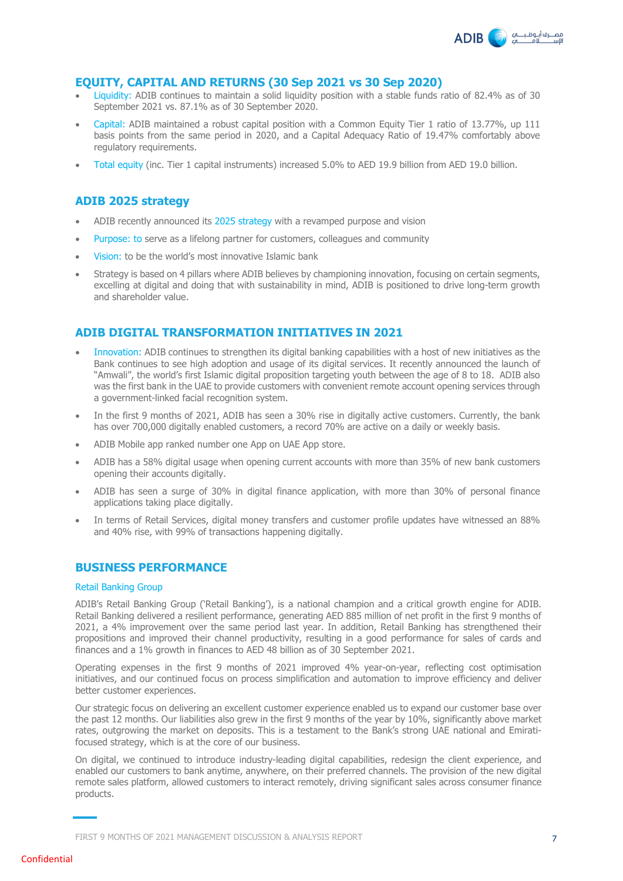## EQUITY, CAPITAL AND RETURNS (30 Sep 2021 vs 30 Sep 2020)

- Liquidity: ADIB continues to maintain a solid liquidity position with a stable funds ratio of 82.4% as of 30 September 2021 vs. 87.1% as of 30 September 2020.
- Capital: ADIB maintained a robust capital position with a Common Equity Tier 1 ratio of 13.77%, up 111 basis points from the same period in 2020, and a Capital Adequacy Ratio of 19.47% comfortably above regulatory requirements.
- Total equity (inc. Tier 1 capital instruments) increased 5.0% to AED 19.9 billion from AED 19.0 billion.

## ADIB 2025 strategy

- ADIB recently announced its 2025 strategy with a revamped purpose and vision
- Purpose: to serve as a lifelong partner for customers, colleagues and community
- Vision: to be the world's most innovative Islamic bank
- Strategy is based on 4 pillars where ADIB believes by championing innovation, focusing on certain segments, excelling at digital and doing that with sustainability in mind, ADIB is positioned to drive long-term growth and shareholder value.

## ADIB DIGITAL TRANSFORMATION INITIATIVES IN 2021

- Innovation: ADIB continues to strengthen its digital banking capabilities with a host of new initiatives as the Bank continues to see high adoption and usage of its digital services. It recently announced the launch of "Amwali", the world's first Islamic digital proposition targeting youth between the age of 8 to 18. ADIB also was the first bank in the UAE to provide customers with convenient remote account opening services through a government-linked facial recognition system.
- In the first 9 months of 2021, ADIB has seen a 30% rise in digitally active customers. Currently, the bank has over 700,000 digitally enabled customers, a record 70% are active on a daily or weekly basis.
- ADIB Mobile app ranked number one App on UAE App store.
- ADIB has a 58% digital usage when opening current accounts with more than 35% of new bank customers opening their accounts digitally.
- ADIB has seen a surge of 30% in digital finance application, with more than 30% of personal finance applications taking place digitally.
- In terms of Retail Services, digital money transfers and customer profile updates have witnessed an 88% and 40% rise, with 99% of transactions happening digitally.

## BUSINESS PERFORMANCE

### Retail Banking Group

ADIB's Retail Banking Group ('Retail Banking'), is a national champion and a critical growth engine for ADIB. Retail Banking delivered a resilient performance, generating AED 885 million of net profit in the first 9 months of 2021, a 4% improvement over the same period last year. In addition, Retail Banking has strengthened their propositions and improved their channel productivity, resulting in a good performance for sales of cards and finances and a 1% growth in finances to AED 48 billion as of 30 September 2021.

Operating expenses in the first 9 months of 2021 improved 4% year-on-year, reflecting cost optimisation initiatives, and our continued focus on process simplification and automation to improve efficiency and deliver better customer experiences.

Our strategic focus on delivering an excellent customer experience enabled us to expand our customer base over the past 12 months. Our liabilities also grew in the first 9 months of the year by 10%, significantly above market rates, outgrowing the market on deposits. This is a testament to the Bank's strong UAE national and Emirati-focused strategy, which is at the core of our business.

On digital, we continued to introduce industry-leading digital capabilities, redesign the client experience, and enabled our customers to bank anytime, anywhere, on their preferred channels. The provision of the new digital remote sales platform, allowed customers to interact remotely, driving significant sales across consumer finance products.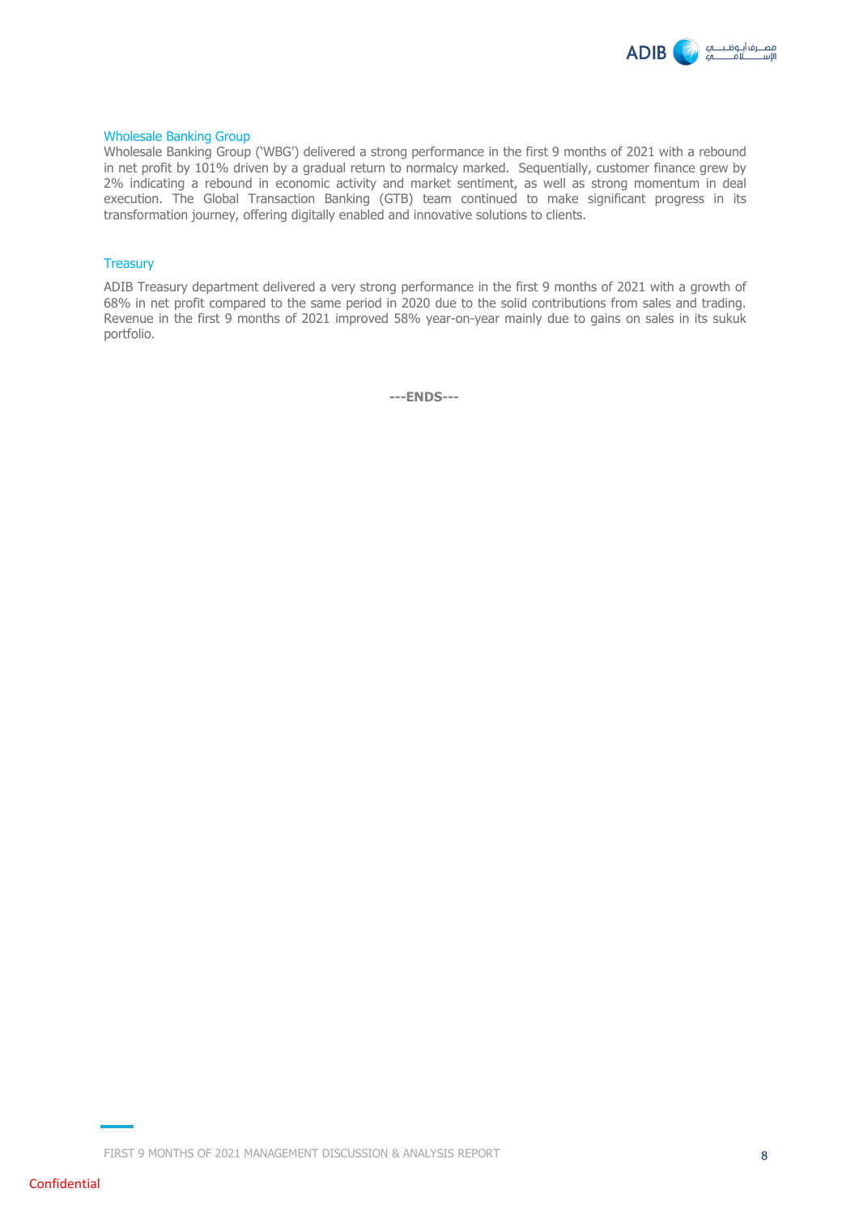### Wholesale Banking Group

Wholesale Banking Group ('WBG') delivered a strong performance in the first 9 months of 2021 with a rebound in net profit by 101% driven by a gradual return to normalcy marked. Sequentially, customer finance grew by 2% indicating a rebound in economic activity and market sentiment, as well as strong momentum in deal execution. The Global Transaction Banking (GTB) team continued to make significant progress in its transformation journey, offering digitally enabled and innovative solutions to clients.

### Treasury

ADIB Treasury department delivered a very strong performance in the first 9 months of 2021 with a growth of 68% in net profit compared to the same period in 2020 due to the solid contributions from sales and trading. Revenue in the first 9 months of 2021 improved 58% year-on-year mainly due to gains on sales in its sukuk portfolio.

**---ENDS---**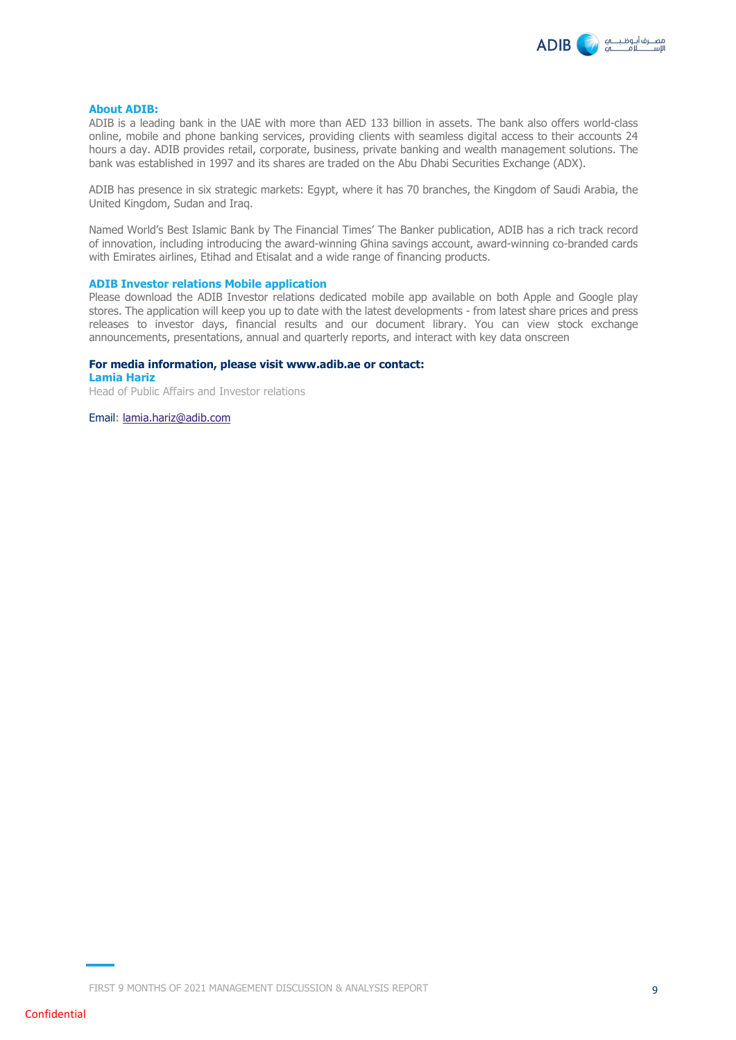**About ADIB:**

ADIB is a leading bank in the UAE with more than AED 133 billion in assets. The bank also offers world-class online, mobile and phone banking services, providing clients with seamless digital access to their accounts 24 hours a day. ADIB provides retail, corporate, business, private banking and wealth management solutions. The bank was established in 1997 and its shares are traded on the Abu Dhabi Securities Exchange (ADX).

ADIB has presence in six strategic markets: Egypt, where it has 70 branches, the Kingdom of Saudi Arabia, the United Kingdom, Sudan and Iraq.

Named World's Best Islamic Bank by The Financial Times' The Banker publication, ADIB has a rich track record of innovation, including introducing the award-winning Ghina savings account, award-winning co-branded cards with Emirates airlines, Etihad and Etisalat and a wide range of financing products.

**ADIB Investor relations Mobile application**

Please download the ADIB Investor relations dedicated mobile app available on both Apple and Google play stores. The application will keep you up to date with the latest developments - from latest share prices and press releases to investor days, financial results and our document library. You can view stock exchange announcements, presentations, annual and quarterly reports, and interact with key data onscreen

**For media information, please visit www.adib.ae or contact:**
**Lamia Hariz**
Head of Public Affairs and Investor relations

Email: lamia.hariz@adib.com

Confidential